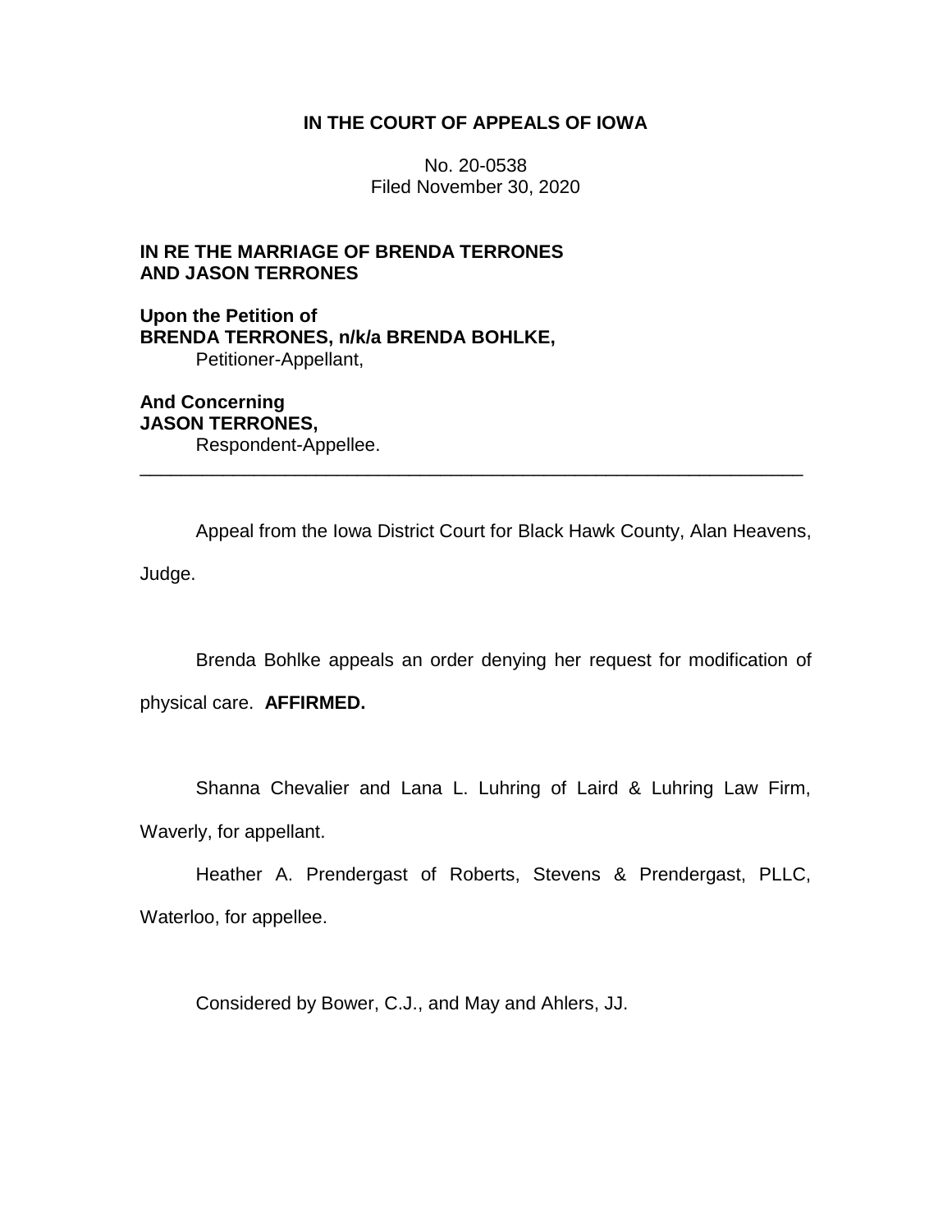**IN THE COURT OF APPEALS OF IOWA**

No. 20-0538
Filed November 30, 2020

**IN RE THE MARRIAGE OF BRENDA TERRONES AND JASON TERRONES**

**Upon the Petition of**
**BRENDA TERRONES, n/k/a BRENDA BOHLKE,**
Petitioner-Appellant,

**And Concerning**
**JASON TERRONES,**
Respondent-Appellee.

---

Appeal from the Iowa District Court for Black Hawk County, Alan Heavens, Judge.

Brenda Bohlke appeals an order denying her request for modification of physical care. **AFFIRMED.**

Shanna Chevalier and Lana L. Luhring of Laird & Luhring Law Firm, Waverly, for appellant.

Heather A. Prendergast of Roberts, Stevens & Prendergast, PLLC, Waterloo, for appellee.

Considered by Bower, C.J., and May and Ahlers, JJ.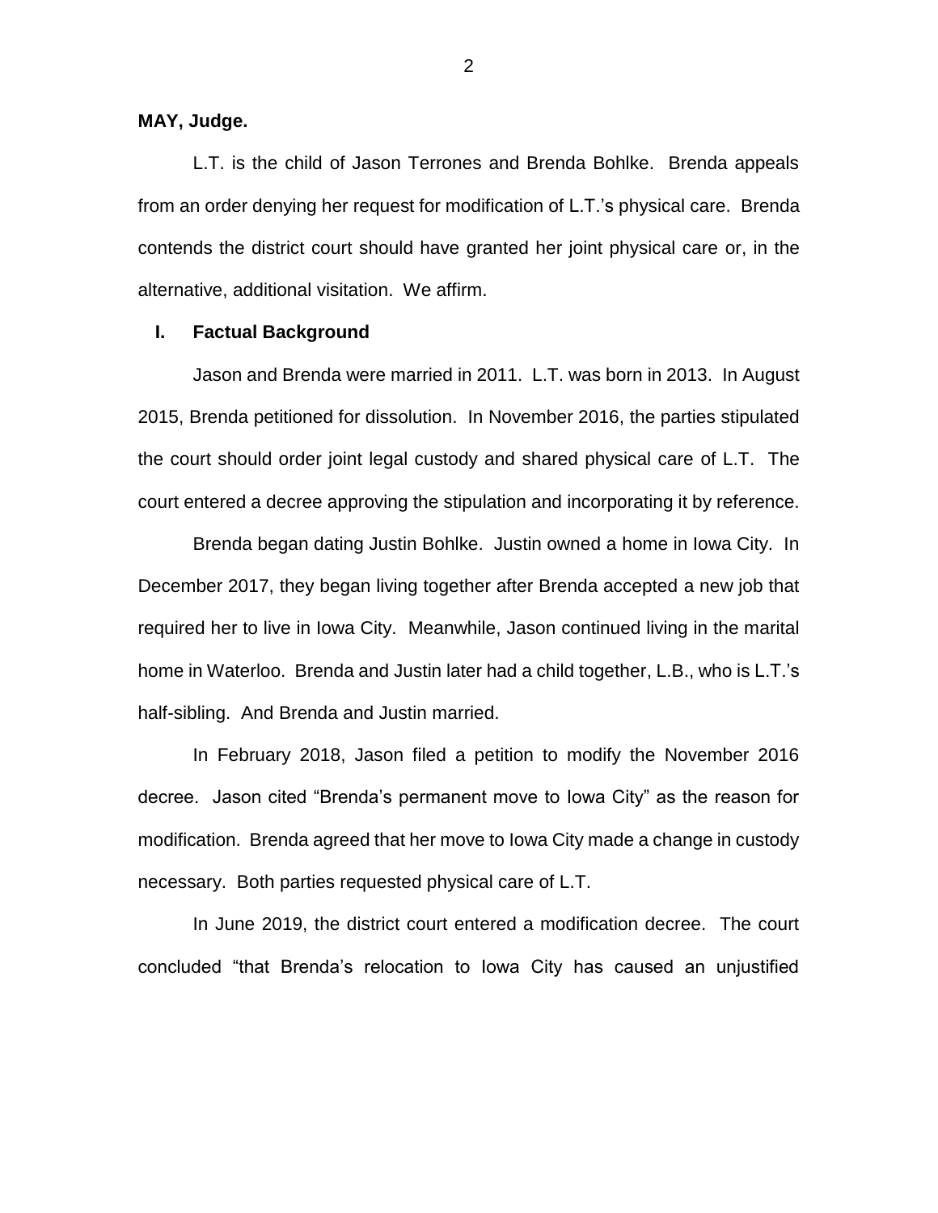**MAY, Judge.**

L.T. is the child of Jason Terrones and Brenda Bohlke. Brenda appeals from an order denying her request for modification of L.T.'s physical care. Brenda contends the district court should have granted her joint physical care or, in the alternative, additional visitation. We affirm.

## I. Factual Background

Jason and Brenda were married in 2011. L.T. was born in 2013. In August 2015, Brenda petitioned for dissolution. In November 2016, the parties stipulated the court should order joint legal custody and shared physical care of L.T. The court entered a decree approving the stipulation and incorporating it by reference.

Brenda began dating Justin Bohlke. Justin owned a home in Iowa City. In December 2017, they began living together after Brenda accepted a new job that required her to live in Iowa City. Meanwhile, Jason continued living in the marital home in Waterloo. Brenda and Justin later had a child together, L.B., who is L.T.'s half-sibling. And Brenda and Justin married.

In February 2018, Jason filed a petition to modify the November 2016 decree. Jason cited "Brenda's permanent move to Iowa City" as the reason for modification. Brenda agreed that her move to Iowa City made a change in custody necessary. Both parties requested physical care of L.T.

In June 2019, the district court entered a modification decree. The court concluded "that Brenda's relocation to Iowa City has caused an unjustified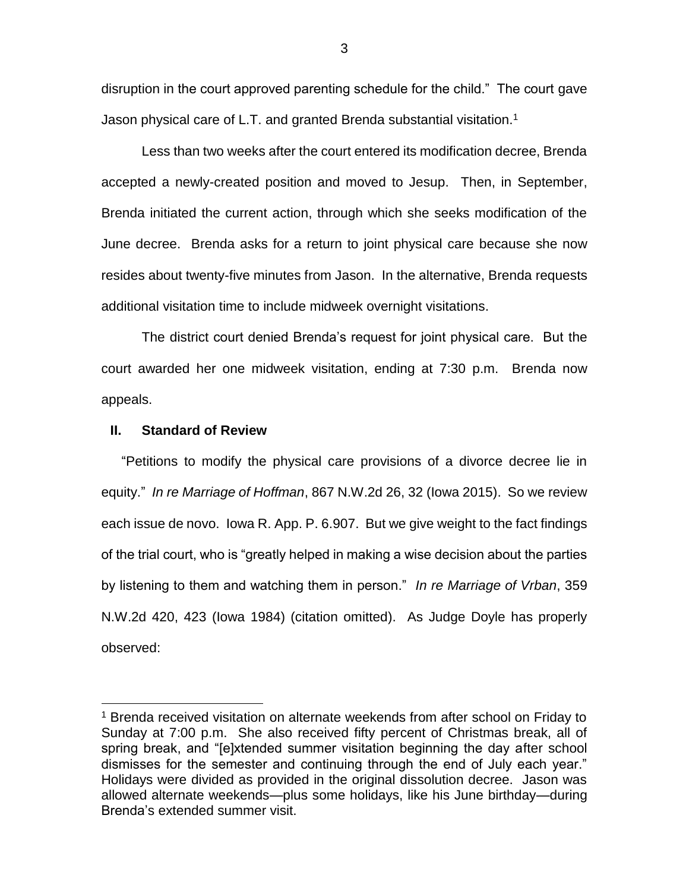disruption in the court approved parenting schedule for the child." The court gave Jason physical care of L.T. and granted Brenda substantial visitation.[1]

Less than two weeks after the court entered its modification decree, Brenda accepted a newly-created position and moved to Jesup. Then, in September, Brenda initiated the current action, through which she seeks modification of the June decree. Brenda asks for a return to joint physical care because she now resides about twenty-five minutes from Jason. In the alternative, Brenda requests additional visitation time to include midweek overnight visitations.

The district court denied Brenda's request for joint physical care. But the court awarded her one midweek visitation, ending at 7:30 p.m. Brenda now appeals.

## II. Standard of Review

"Petitions to modify the physical care provisions of a divorce decree lie in equity." *In re Marriage of Hoffman*, 867 N.W.2d 26, 32 (Iowa 2015). So we review each issue de novo. Iowa R. App. P. 6.907. But we give weight to the fact findings of the trial court, who is "greatly helped in making a wise decision about the parties by listening to them and watching them in person." *In re Marriage of Vrban*, 359 N.W.2d 420, 423 (Iowa 1984) (citation omitted). As Judge Doyle has properly observed:

---

[1] Brenda received visitation on alternate weekends from after school on Friday to Sunday at 7:00 p.m. She also received fifty percent of Christmas break, all of spring break, and "[e]xtended summer visitation beginning the day after school dismisses for the semester and continuing through the end of July each year." Holidays were divided as provided in the original dissolution decree. Jason was allowed alternate weekends—plus some holidays, like his June birthday—during Brenda's extended summer visit.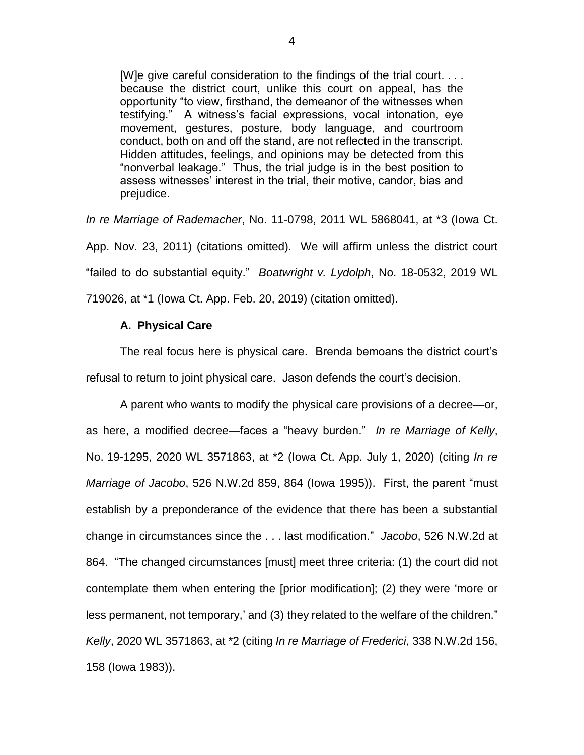> [W]e give careful consideration to the findings of the trial court. . . . because the district court, unlike this court on appeal, has the opportunity "to view, firsthand, the demeanor of the witnesses when testifying." A witness's facial expressions, vocal intonation, eye movement, gestures, posture, body language, and courtroom conduct, both on and off the stand, are not reflected in the transcript. Hidden attitudes, feelings, and opinions may be detected from this "nonverbal leakage." Thus, the trial judge is in the best position to assess witnesses' interest in the trial, their motive, candor, bias and prejudice.

*In re Marriage of Rademacher*, No. 11-0798, 2011 WL 5868041, at *3 (Iowa Ct. App. Nov. 23, 2011) (citations omitted). We will affirm unless the district court "failed to do substantial equity." *Boatwright v. Lydolph*, No. 18-0532, 2019 WL 719026, at *1 (Iowa Ct. App. Feb. 20, 2019) (citation omitted).

### A. Physical Care

The real focus here is physical care. Brenda bemoans the district court's refusal to return to joint physical care. Jason defends the court's decision.

A parent who wants to modify the physical care provisions of a decree—or, as here, a modified decree—faces a "heavy burden." *In re Marriage of Kelly*, No. 19-1295, 2020 WL 3571863, at *2 (Iowa Ct. App. July 1, 2020) (citing *In re Marriage of Jacobo*, 526 N.W.2d 859, 864 (Iowa 1995)). First, the parent "must establish by a preponderance of the evidence that there has been a substantial change in circumstances since the . . . last modification." *Jacobo*, 526 N.W.2d at 864. "The changed circumstances [must] meet three criteria: (1) the court did not contemplate them when entering the [prior modification]; (2) they were 'more or less permanent, not temporary,' and (3) they related to the welfare of the children." *Kelly*, 2020 WL 3571863, at *2 (citing *In re Marriage of Frederici*, 338 N.W.2d 156, 158 (Iowa 1983)).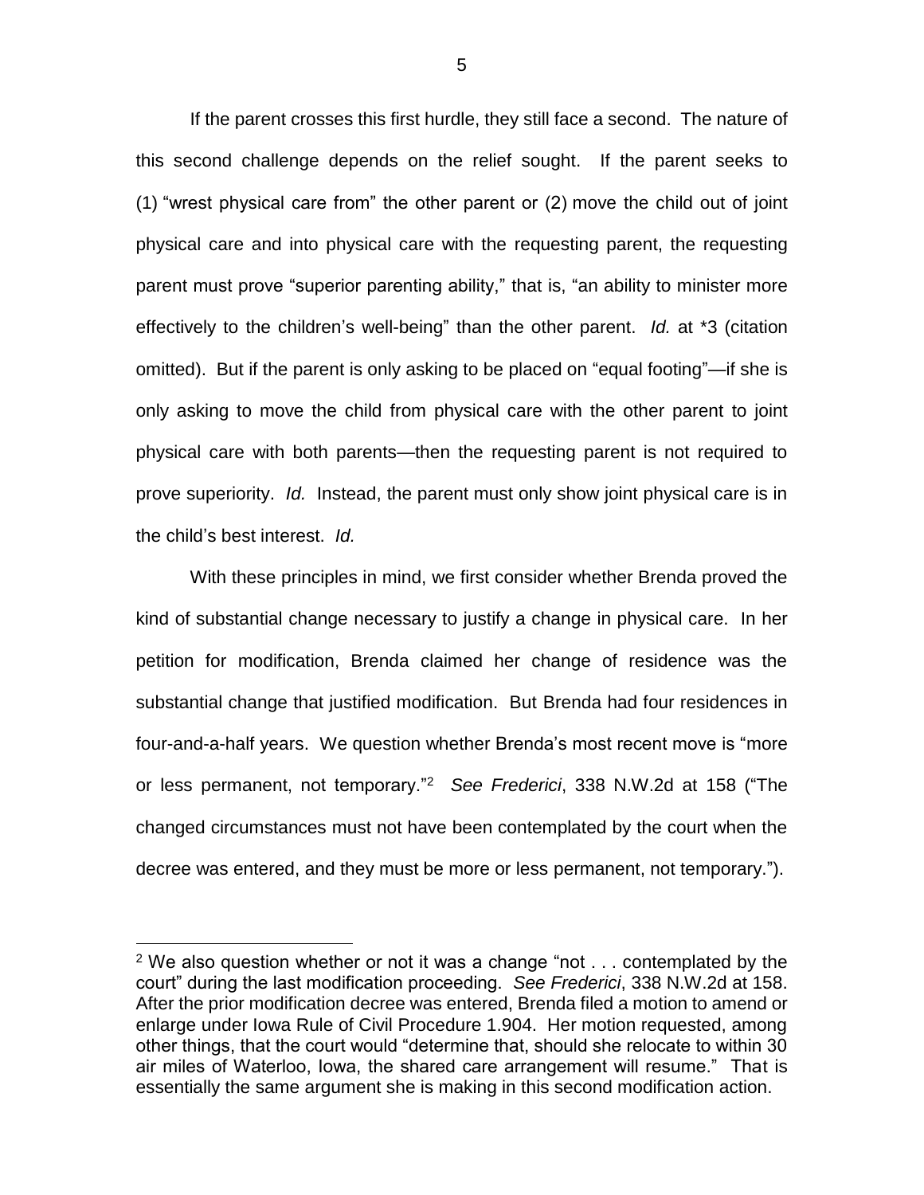If the parent crosses this first hurdle, they still face a second. The nature of this second challenge depends on the relief sought. If the parent seeks to (1) "wrest physical care from" the other parent or (2) move the child out of joint physical care and into physical care with the requesting parent, the requesting parent must prove "superior parenting ability," that is, "an ability to minister more effectively to the children's well-being" than the other parent. *Id.* at *3 (citation omitted). But if the parent is only asking to be placed on "equal footing"—if she is only asking to move the child from physical care with the other parent to joint physical care with both parents—then the requesting parent is not required to prove superiority. *Id.* Instead, the parent must only show joint physical care is in the child's best interest. *Id.*

With these principles in mind, we first consider whether Brenda proved the kind of substantial change necessary to justify a change in physical care. In her petition for modification, Brenda claimed her change of residence was the substantial change that justified modification. But Brenda had four residences in four-and-a-half years. We question whether Brenda's most recent move is "more or less permanent, not temporary."[2] *See Frederici*, 338 N.W.2d at 158 ("The changed circumstances must not have been contemplated by the court when the decree was entered, and they must be more or less permanent, not temporary.").

---

[2] We also question whether or not it was a change "not . . . contemplated by the court" during the last modification proceeding. *See Frederici*, 338 N.W.2d at 158. After the prior modification decree was entered, Brenda filed a motion to amend or enlarge under Iowa Rule of Civil Procedure 1.904. Her motion requested, among other things, that the court would "determine that, should she relocate to within 30 air miles of Waterloo, Iowa, the shared care arrangement will resume." That is essentially the same argument she is making in this second modification action.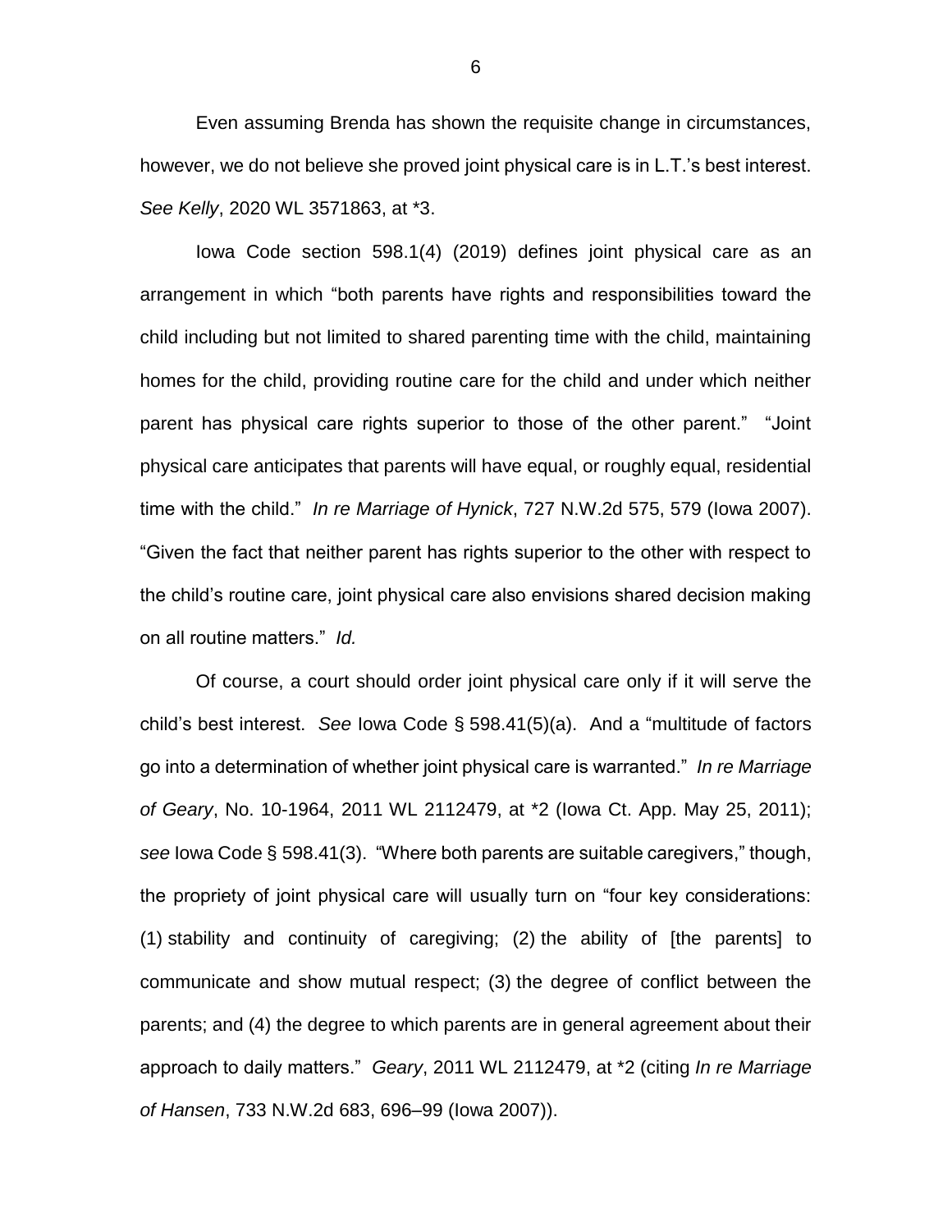Even assuming Brenda has shown the requisite change in circumstances, however, we do not believe she proved joint physical care is in L.T.'s best interest. *See Kelly*, 2020 WL 3571863, at *3.

Iowa Code section 598.1(4) (2019) defines joint physical care as an arrangement in which "both parents have rights and responsibilities toward the child including but not limited to shared parenting time with the child, maintaining homes for the child, providing routine care for the child and under which neither parent has physical care rights superior to those of the other parent." "Joint physical care anticipates that parents will have equal, or roughly equal, residential time with the child." *In re Marriage of Hynick*, 727 N.W.2d 575, 579 (Iowa 2007). "Given the fact that neither parent has rights superior to the other with respect to the child's routine care, joint physical care also envisions shared decision making on all routine matters." *Id.*

Of course, a court should order joint physical care only if it will serve the child's best interest. *See* Iowa Code § 598.41(5)(a). And a "multitude of factors go into a determination of whether joint physical care is warranted." *In re Marriage of Geary*, No. 10-1964, 2011 WL 2112479, at *2 (Iowa Ct. App. May 25, 2011); *see* Iowa Code § 598.41(3). "Where both parents are suitable caregivers," though, the propriety of joint physical care will usually turn on "four key considerations: (1) stability and continuity of caregiving; (2) the ability of [the parents] to communicate and show mutual respect; (3) the degree of conflict between the parents; and (4) the degree to which parents are in general agreement about their approach to daily matters." *Geary*, 2011 WL 2112479, at *2 (citing *In re Marriage of Hansen*, 733 N.W.2d 683, 696–99 (Iowa 2007)).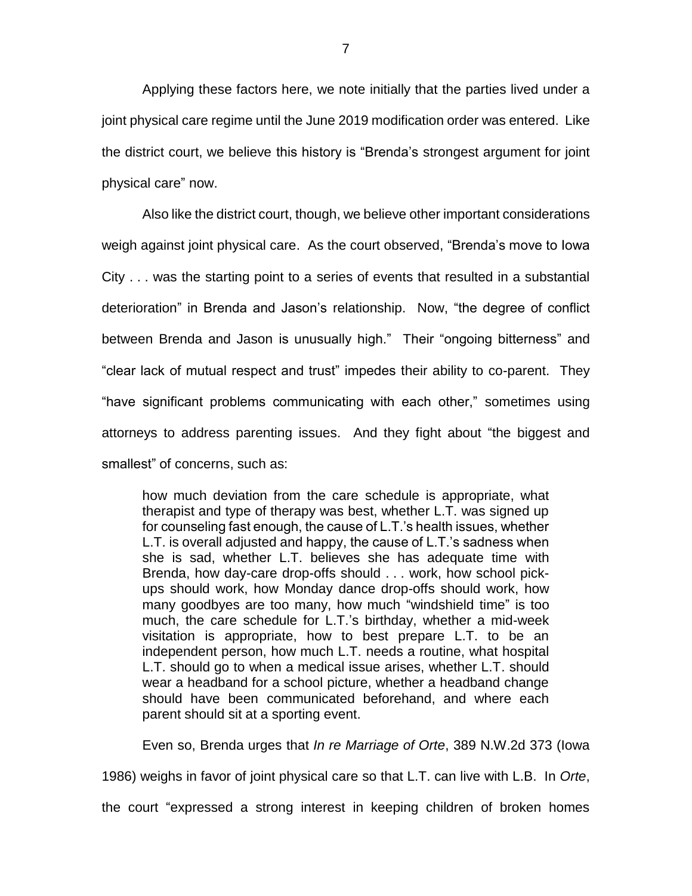Applying these factors here, we note initially that the parties lived under a joint physical care regime until the June 2019 modification order was entered. Like the district court, we believe this history is "Brenda's strongest argument for joint physical care" now.

Also like the district court, though, we believe other important considerations weigh against joint physical care. As the court observed, "Brenda's move to Iowa City . . . was the starting point to a series of events that resulted in a substantial deterioration" in Brenda and Jason's relationship. Now, "the degree of conflict between Brenda and Jason is unusually high." Their "ongoing bitterness" and "clear lack of mutual respect and trust" impedes their ability to co-parent. They "have significant problems communicating with each other," sometimes using attorneys to address parenting issues. And they fight about "the biggest and smallest" of concerns, such as:

> how much deviation from the care schedule is appropriate, what therapist and type of therapy was best, whether L.T. was signed up for counseling fast enough, the cause of L.T.'s health issues, whether L.T. is overall adjusted and happy, the cause of L.T.'s sadness when she is sad, whether L.T. believes she has adequate time with Brenda, how day-care drop-offs should . . . work, how school pick-ups should work, how Monday dance drop-offs should work, how many goodbyes are too many, how much "windshield time" is too much, the care schedule for L.T.'s birthday, whether a mid-week visitation is appropriate, how to best prepare L.T. to be an independent person, how much L.T. needs a routine, what hospital L.T. should go to when a medical issue arises, whether L.T. should wear a headband for a school picture, whether a headband change should have been communicated beforehand, and where each parent should sit at a sporting event.

Even so, Brenda urges that *In re Marriage of Orte*, 389 N.W.2d 373 (Iowa 1986) weighs in favor of joint physical care so that L.T. can live with L.B. In *Orte*, the court "expressed a strong interest in keeping children of broken homes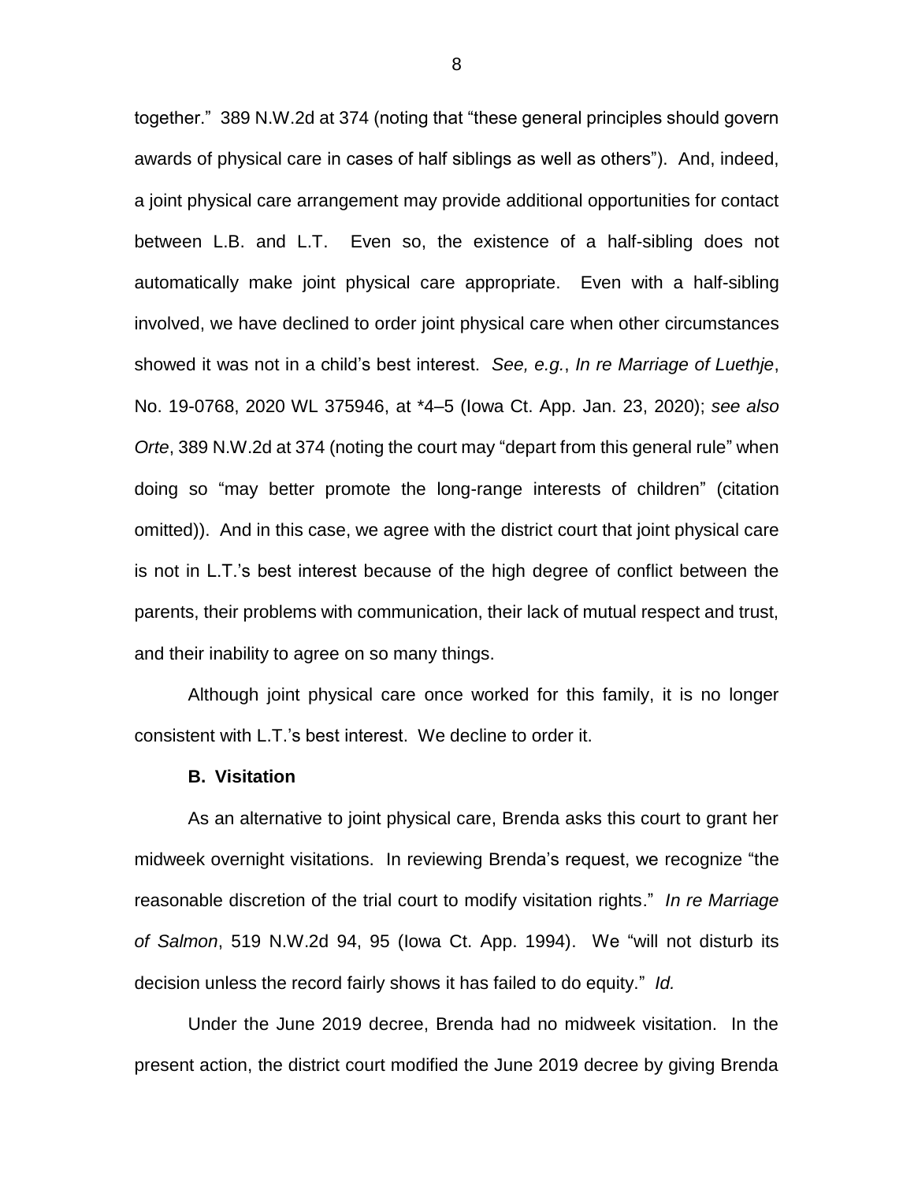together." 389 N.W.2d at 374 (noting that "these general principles should govern awards of physical care in cases of half siblings as well as others"). And, indeed, a joint physical care arrangement may provide additional opportunities for contact between L.B. and L.T. Even so, the existence of a half-sibling does not automatically make joint physical care appropriate. Even with a half-sibling involved, we have declined to order joint physical care when other circumstances showed it was not in a child's best interest. *See, e.g.*, *In re Marriage of Luethje*, No. 19-0768, 2020 WL 375946, at *4–5 (Iowa Ct. App. Jan. 23, 2020); *see also Orte*, 389 N.W.2d at 374 (noting the court may "depart from this general rule" when doing so "may better promote the long-range interests of children" (citation omitted)). And in this case, we agree with the district court that joint physical care is not in L.T.'s best interest because of the high degree of conflict between the parents, their problems with communication, their lack of mutual respect and trust, and their inability to agree on so many things.

Although joint physical care once worked for this family, it is no longer consistent with L.T.'s best interest. We decline to order it.

**B. Visitation**

As an alternative to joint physical care, Brenda asks this court to grant her midweek overnight visitations. In reviewing Brenda's request, we recognize "the reasonable discretion of the trial court to modify visitation rights." *In re Marriage of Salmon*, 519 N.W.2d 94, 95 (Iowa Ct. App. 1994). We "will not disturb its decision unless the record fairly shows it has failed to do equity." *Id.*

Under the June 2019 decree, Brenda had no midweek visitation. In the present action, the district court modified the June 2019 decree by giving Brenda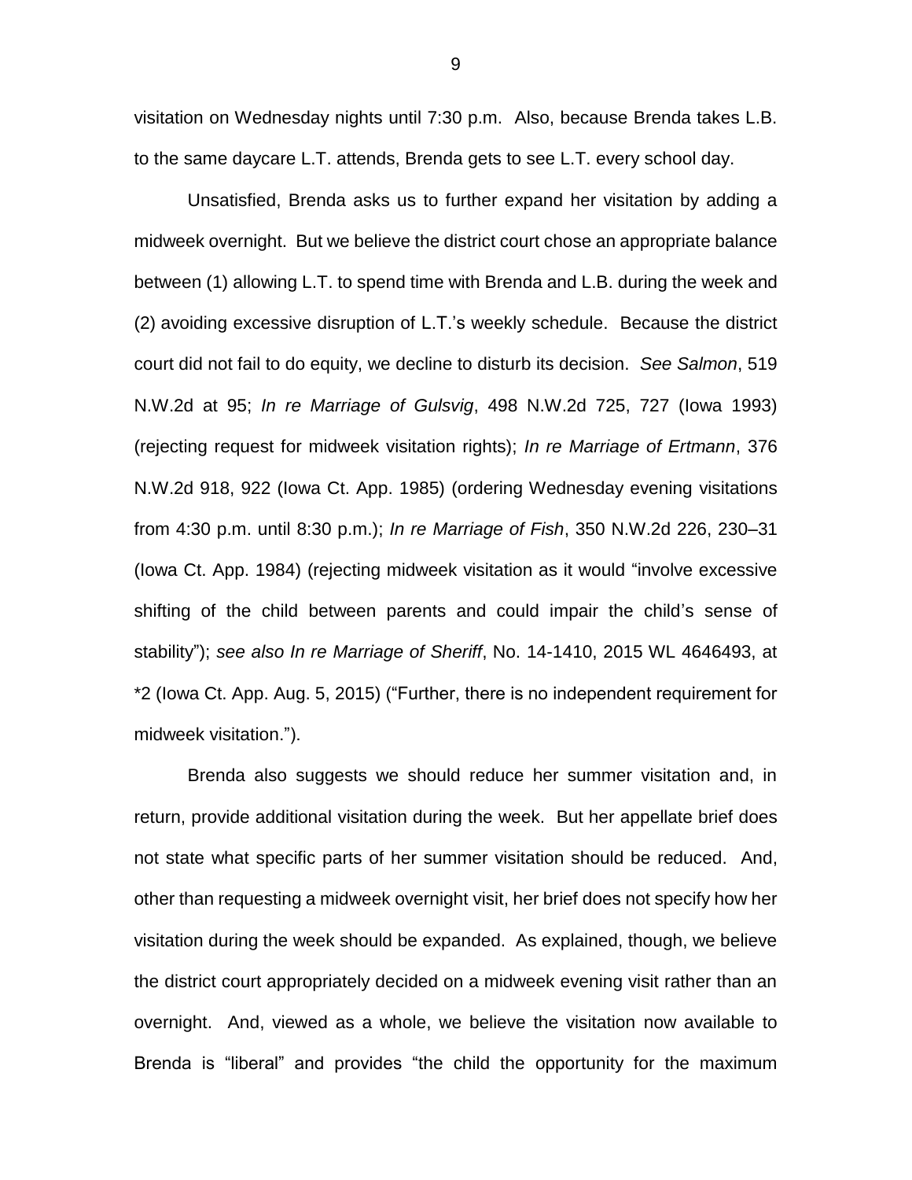visitation on Wednesday nights until 7:30 p.m. Also, because Brenda takes L.B. to the same daycare L.T. attends, Brenda gets to see L.T. every school day.

Unsatisfied, Brenda asks us to further expand her visitation by adding a midweek overnight. But we believe the district court chose an appropriate balance between (1) allowing L.T. to spend time with Brenda and L.B. during the week and (2) avoiding excessive disruption of L.T.'s weekly schedule. Because the district court did not fail to do equity, we decline to disturb its decision. *See Salmon*, 519 N.W.2d at 95; *In re Marriage of Gulsvig*, 498 N.W.2d 725, 727 (Iowa 1993) (rejecting request for midweek visitation rights); *In re Marriage of Ertmann*, 376 N.W.2d 918, 922 (Iowa Ct. App. 1985) (ordering Wednesday evening visitations from 4:30 p.m. until 8:30 p.m.); *In re Marriage of Fish*, 350 N.W.2d 226, 230–31 (Iowa Ct. App. 1984) (rejecting midweek visitation as it would "involve excessive shifting of the child between parents and could impair the child's sense of stability"); *see also In re Marriage of Sheriff*, No. 14-1410, 2015 WL 4646493, at *2 (Iowa Ct. App. Aug. 5, 2015) ("Further, there is no independent requirement for midweek visitation.").

Brenda also suggests we should reduce her summer visitation and, in return, provide additional visitation during the week. But her appellate brief does not state what specific parts of her summer visitation should be reduced. And, other than requesting a midweek overnight visit, her brief does not specify how her visitation during the week should be expanded. As explained, though, we believe the district court appropriately decided on a midweek evening visit rather than an overnight. And, viewed as a whole, we believe the visitation now available to Brenda is "liberal" and provides "the child the opportunity for the maximum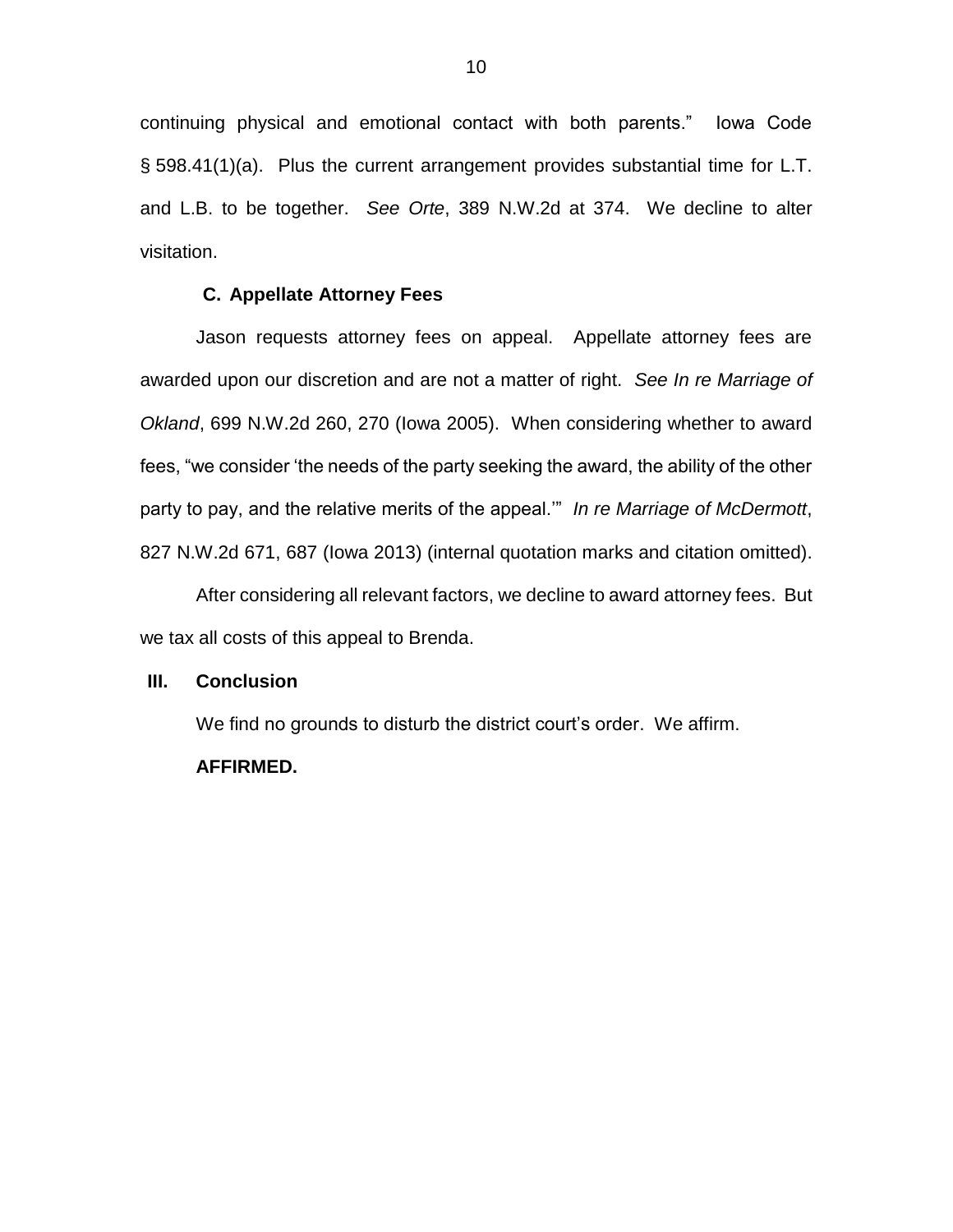continuing physical and emotional contact with both parents." Iowa Code § 598.41(1)(a). Plus the current arrangement provides substantial time for L.T. and L.B. to be together. *See Orte*, 389 N.W.2d at 374. We decline to alter visitation.

### C. Appellate Attorney Fees

Jason requests attorney fees on appeal. Appellate attorney fees are awarded upon our discretion and are not a matter of right. *See In re Marriage of Okland*, 699 N.W.2d 260, 270 (Iowa 2005). When considering whether to award fees, "we consider 'the needs of the party seeking the award, the ability of the other party to pay, and the relative merits of the appeal.'" *In re Marriage of McDermott*, 827 N.W.2d 671, 687 (Iowa 2013) (internal quotation marks and citation omitted).

After considering all relevant factors, we decline to award attorney fees. But we tax all costs of this appeal to Brenda.

## III. Conclusion

We find no grounds to disturb the district court's order. We affirm.

**AFFIRMED.**